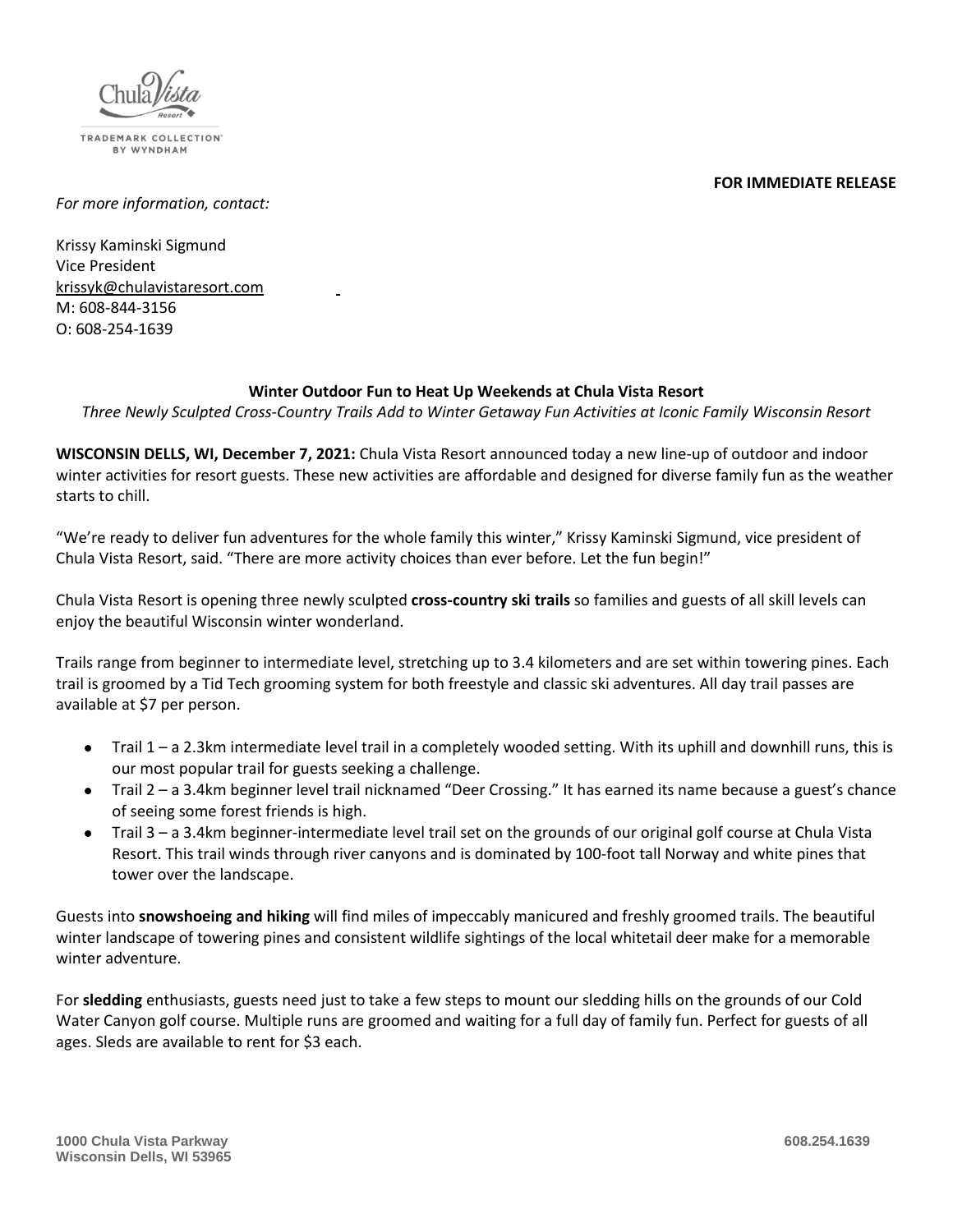**FOR IMMEDIATE RELEASE**

*For more information, contact:*

Krissy Kaminski Sigmund
Vice President
krissyk@chulavistaresort.com
M: 608-844-3156
O: 608-254-1639

**Winter Outdoor Fun to Heat Up Weekends at Chula Vista Resort**

*Three Newly Sculpted Cross-Country Trails Add to Winter Getaway Fun Activities at Iconic Family Wisconsin Resort*

**WISCONSIN DELLS, WI, December 7, 2021:** Chula Vista Resort announced today a new line-up of outdoor and indoor winter activities for resort guests. These new activities are affordable and designed for diverse family fun as the weather starts to chill.

"We're ready to deliver fun adventures for the whole family this winter," Krissy Kaminski Sigmund, vice president of Chula Vista Resort, said. "There are more activity choices than ever before. Let the fun begin!"

Chula Vista Resort is opening three newly sculpted **cross-country ski trails** so families and guests of all skill levels can enjoy the beautiful Wisconsin winter wonderland.

Trails range from beginner to intermediate level, stretching up to 3.4 kilometers and are set within towering pines. Each trail is groomed by a Tid Tech grooming system for both freestyle and classic ski adventures. All day trail passes are available at $7 per person.

- Trail 1 – a 2.3km intermediate level trail in a completely wooded setting. With its uphill and downhill runs, this is our most popular trail for guests seeking a challenge.
- Trail 2 – a 3.4km beginner level trail nicknamed "Deer Crossing." It has earned its name because a guest's chance of seeing some forest friends is high.
- Trail 3 – a 3.4km beginner-intermediate level trail set on the grounds of our original golf course at Chula Vista Resort. This trail winds through river canyons and is dominated by 100-foot tall Norway and white pines that tower over the landscape.

Guests into **snowshoeing and hiking** will find miles of impeccably manicured and freshly groomed trails. The beautiful winter landscape of towering pines and consistent wildlife sightings of the local whitetail deer make for a memorable winter adventure.

For **sledding** enthusiasts, guests need just to take a few steps to mount our sledding hills on the grounds of our Cold Water Canyon golf course. Multiple runs are groomed and waiting for a full day of family fun. Perfect for guests of all ages. Sleds are available to rent for $3 each.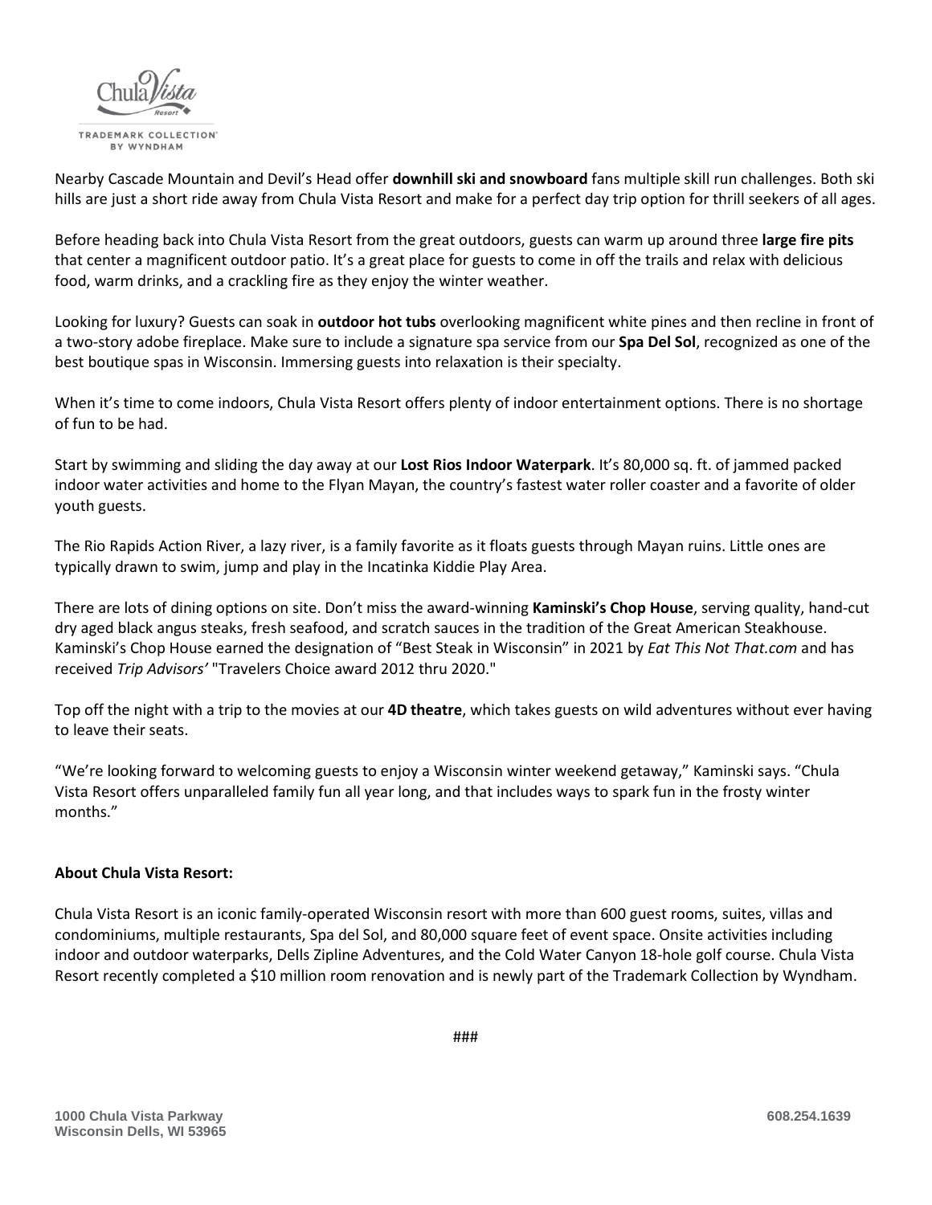Nearby Cascade Mountain and Devil's Head offer **downhill ski and snowboard** fans multiple skill run challenges. Both ski hills are just a short ride away from Chula Vista Resort and make for a perfect day trip option for thrill seekers of all ages.

Before heading back into Chula Vista Resort from the great outdoors, guests can warm up around three **large fire pits** that center a magnificent outdoor patio. It's a great place for guests to come in off the trails and relax with delicious food, warm drinks, and a crackling fire as they enjoy the winter weather.

Looking for luxury? Guests can soak in **outdoor hot tubs** overlooking magnificent white pines and then recline in front of a two-story adobe fireplace. Make sure to include a signature spa service from our **Spa Del Sol**, recognized as one of the best boutique spas in Wisconsin. Immersing guests into relaxation is their specialty.

When it's time to come indoors, Chula Vista Resort offers plenty of indoor entertainment options. There is no shortage of fun to be had.

Start by swimming and sliding the day away at our **Lost Rios Indoor Waterpark**. It's 80,000 sq. ft. of jammed packed indoor water activities and home to the Flyan Mayan, the country's fastest water roller coaster and a favorite of older youth guests.

The Rio Rapids Action River, a lazy river, is a family favorite as it floats guests through Mayan ruins. Little ones are typically drawn to swim, jump and play in the Incatinka Kiddie Play Area.

There are lots of dining options on site. Don't miss the award-winning **Kaminski's Chop House**, serving quality, hand-cut dry aged black angus steaks, fresh seafood, and scratch sauces in the tradition of the Great American Steakhouse. Kaminski's Chop House earned the designation of "Best Steak in Wisconsin" in 2021 by *Eat This Not That.com* and has received *Trip Advisors'* "Travelers Choice award 2012 thru 2020."

Top off the night with a trip to the movies at our **4D theatre**, which takes guests on wild adventures without ever having to leave their seats.

"We're looking forward to welcoming guests to enjoy a Wisconsin winter weekend getaway," Kaminski says. "Chula Vista Resort offers unparalleled family fun all year long, and that includes ways to spark fun in the frosty winter months."

**About Chula Vista Resort:**

Chula Vista Resort is an iconic family-operated Wisconsin resort with more than 600 guest rooms, suites, villas and condominiums, multiple restaurants, Spa del Sol, and 80,000 square feet of event space. Onsite activities including indoor and outdoor waterparks, Dells Zipline Adventures, and the Cold Water Canyon 18-hole golf course. Chula Vista Resort recently completed a $10 million room renovation and is newly part of the Trademark Collection by Wyndham.

###

**1000 Chula Vista Parkway**
**Wisconsin Dells, WI 53965**

**608.254.1639**